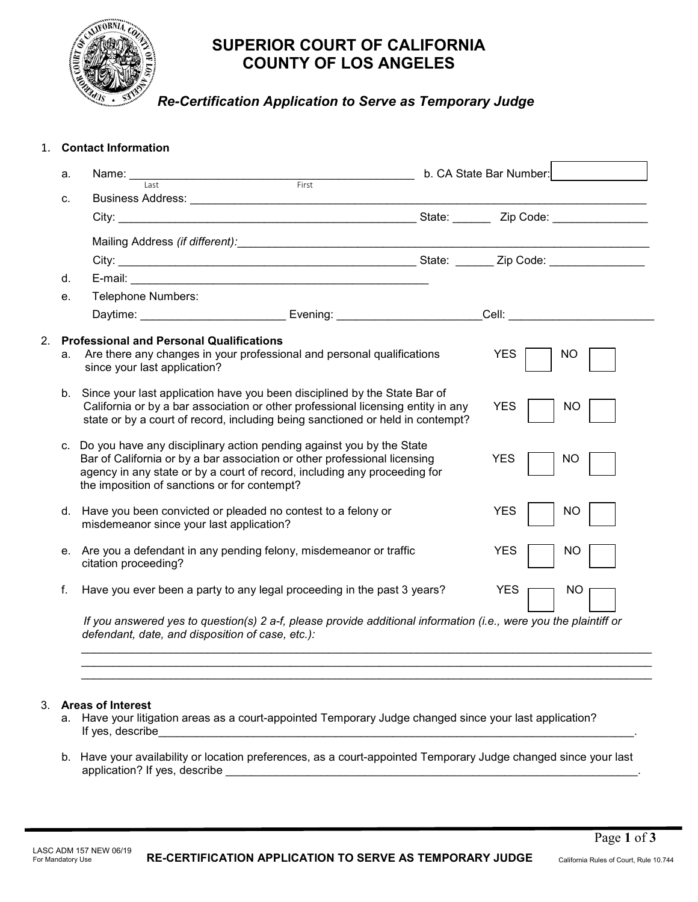# SUPERIOR COURT OF CALIFORNIA
# COUNTY OF LOS ANGELES

***Re-Certification Application to Serve as Temporary Judge***

1. **Contact Information**

   a. Name: ______________________________ b. CA State Bar Number: [ ]
      Last First

   c. Business Address: ______________________________

      City: ______________________________ State: ______ Zip Code: ______________

      Mailing Address *(if different)*: ______________________________

      City: ______________________________ State: ______ Zip Code: ______________

   d. E-mail: ______________________________

   e. Telephone Numbers:

      Daytime: ____________________ Evening: ____________________ Cell: ____________________

2. **Professional and Personal Qualifications**

   a. Are there any changes in your professional and personal qualifications since your last application? YES [ ] NO [ ]

   b. Since your last application have you been disciplined by the State Bar of California or by a bar association or other professional licensing entity in any state or by a court of record, including being sanctioned or held in contempt? YES [ ] NO [ ]

   c. Do you have any disciplinary action pending against you by the State Bar of California or by a bar association or other professional licensing agency in any state or by a court of record, including any proceeding for the imposition of sanctions or for contempt? YES [ ] NO [ ]

   d. Have you been convicted or pleaded no contest to a felony or misdemeanor since your last application? YES [ ] NO [ ]

   e. Are you a defendant in any pending felony, misdemeanor or traffic citation proceeding? YES [ ] NO [ ]

   f. Have you ever been a party to any legal proceeding in the past 3 years? YES [ ] NO [ ]

   *If you answered yes to question(s) 2 a-f, please provide additional information (i.e., were you the plaintiff or defendant, date, and disposition of case, etc.):*

   ______________________________________________________________________________

   ______________________________________________________________________________

   ______________________________________________________________________________

3. **Areas of Interest**

   a. Have your litigation areas as a court-appointed Temporary Judge changed since your last application? If yes, describe______________________________.

   b. Have your availability or location preferences, as a court-appointed Temporary Judge changed since your last application? If yes, describe ______________________________.

LASC ADM 157 NEW 06/19
For Mandatory Use

**RE-CERTIFICATION APPLICATION TO SERVE AS TEMPORARY JUDGE**

California Rules of Court, Rule 10.744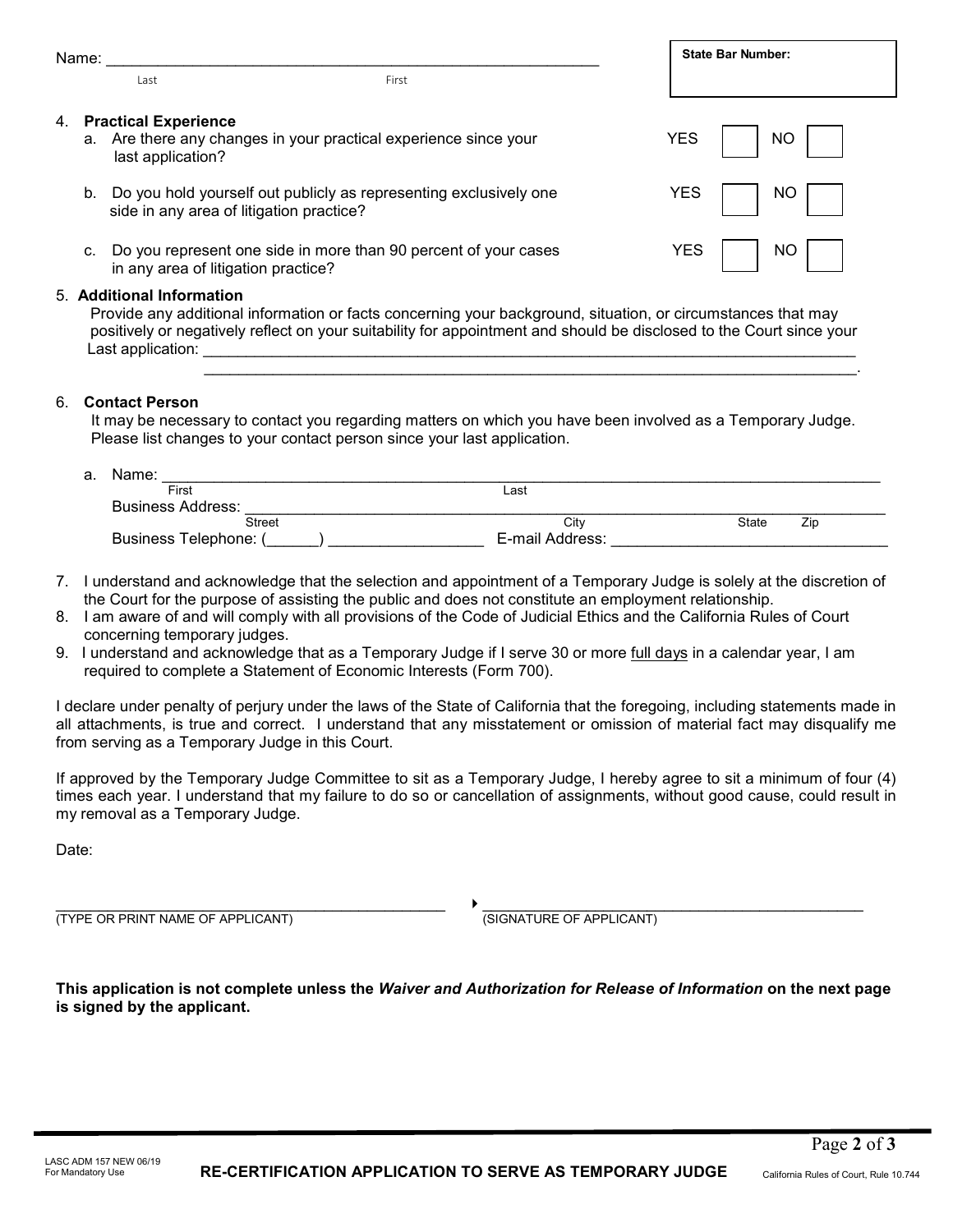Name: ___________________________________________________________
Last First

**State Bar Number:**

4. **Practical Experience**
   a. Are there any changes in your practical experience since your last application? YES ☐ NO ☐

   b. Do you hold yourself out publicly as representing exclusively one side in any area of litigation practice? YES ☐ NO ☐

   c. Do you represent one side in more than 90 percent of your cases in any area of litigation practice? YES ☐ NO ☐

5. **Additional Information**
   Provide any additional information or facts concerning your background, situation, or circumstances that may positively or negatively reflect on your suitability for appointment and should be disclosed to the Court since your Last application: ________________________________________________________________
   ________________________________________________________________.

6. **Contact Person**
   It may be necessary to contact you regarding matters on which you have been involved as a Temporary Judge. Please list changes to your contact person since your last application.

   a. Name: ________________________________________________________________
   First Last
   Business Address: ________________________________________________________________
   Street City State Zip
   Business Telephone: (______) __________________ E-mail Address: ________________________________

7. I understand and acknowledge that the selection and appointment of a Temporary Judge is solely at the discretion of the Court for the purpose of assisting the public and does not constitute an employment relationship.
8. I am aware of and will comply with all provisions of the Code of Judicial Ethics and the California Rules of Court concerning temporary judges.
9. I understand and acknowledge that as a Temporary Judge if I serve 30 or more full days in a calendar year, I am required to complete a Statement of Economic Interests (Form 700).

I declare under penalty of perjury under the laws of the State of California that the foregoing, including statements made in all attachments, is true and correct. I understand that any misstatement or omission of material fact may disqualify me from serving as a Temporary Judge in this Court.

If approved by the Temporary Judge Committee to sit as a Temporary Judge, I hereby agree to sit a minimum of four (4) times each year. I understand that my failure to do so or cancellation of assignments, without good cause, could result in my removal as a Temporary Judge.

Date:

_______________________________________ ▸ _______________________________________
(TYPE OR PRINT NAME OF APPLICANT) (SIGNATURE OF APPLICANT)

**This application is not complete unless the *Waiver and Authorization for Release of Information* on the next page is signed by the applicant.**

LASC ADM 157 NEW 06/19
For Mandatory Use

**RE-CERTIFICATION APPLICATION TO SERVE AS TEMPORARY JUDGE**

California Rules of Court, Rule 10.744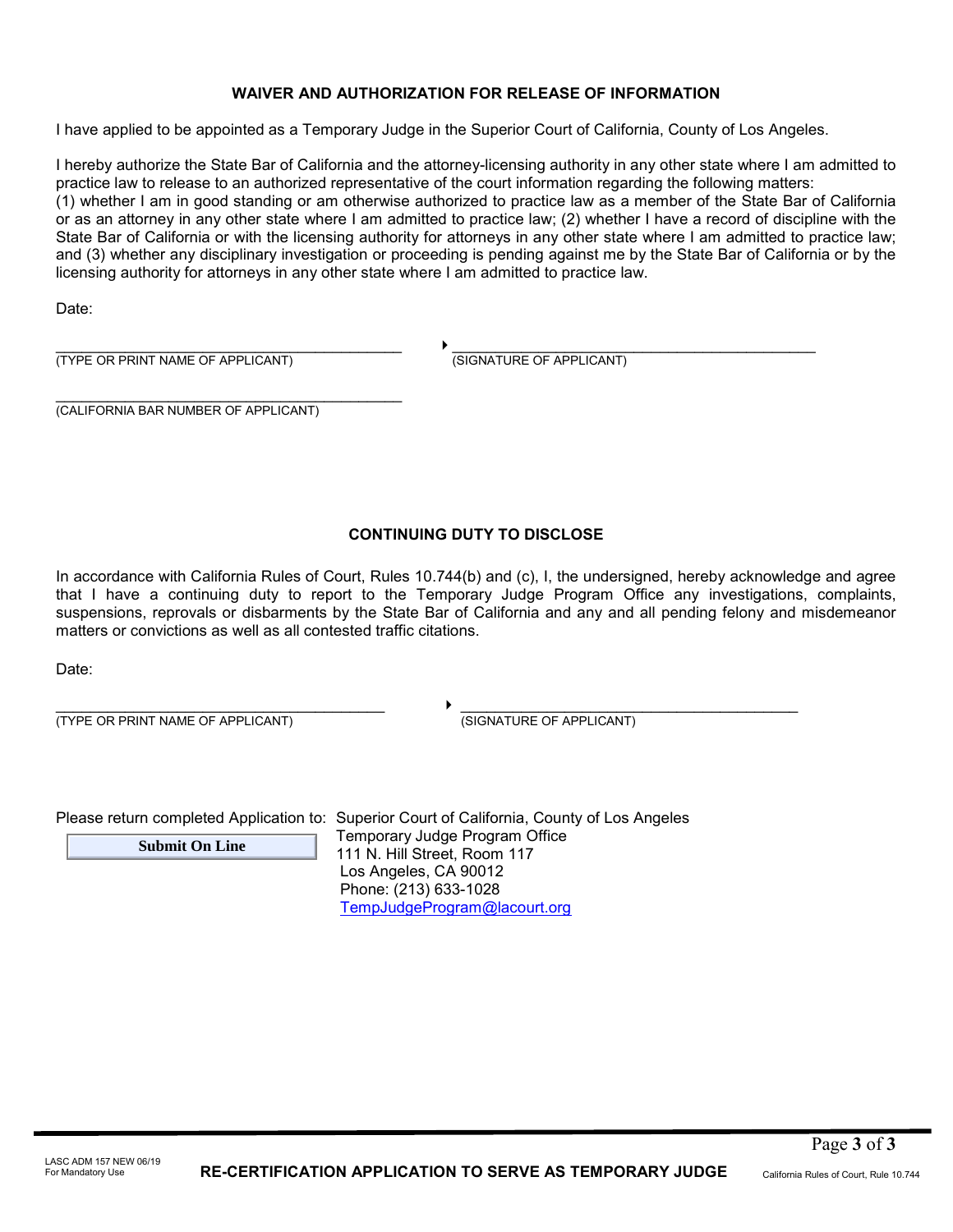## WAIVER AND AUTHORIZATION FOR RELEASE OF INFORMATION

I have applied to be appointed as a Temporary Judge in the Superior Court of California, County of Los Angeles.

I hereby authorize the State Bar of California and the attorney-licensing authority in any other state where I am admitted to practice law to release to an authorized representative of the court information regarding the following matters: (1) whether I am in good standing or am otherwise authorized to practice law as a member of the State Bar of California or as an attorney in any other state where I am admitted to practice law; (2) whether I have a record of discipline with the State Bar of California or with the licensing authority for attorneys in any other state where I am admitted to practice law; and (3) whether any disciplinary investigation or proceeding is pending against me by the State Bar of California or by the licensing authority for attorneys in any other state where I am admitted to practice law.

Date:

\_\_\_\_\_\_\_\_\_\_\_\_\_\_\_\_\_\_\_\_\_\_\_\_\_\_\_\_\_\_\_\_\_\_\_\_\_\_\_\_
(TYPE OR PRINT NAME OF APPLICANT)

▸ \_\_\_\_\_\_\_\_\_\_\_\_\_\_\_\_\_\_\_\_\_\_\_\_\_\_\_\_\_\_\_\_\_\_\_\_\_\_\_\_
(SIGNATURE OF APPLICANT)

\_\_\_\_\_\_\_\_\_\_\_\_\_\_\_\_\_\_\_\_\_\_\_\_\_\_\_\_\_\_\_\_\_\_\_\_\_\_\_\_
(CALIFORNIA BAR NUMBER OF APPLICANT)

## CONTINUING DUTY TO DISCLOSE

In accordance with California Rules of Court, Rules 10.744(b) and (c), I, the undersigned, hereby acknowledge and agree that I have a continuing duty to report to the Temporary Judge Program Office any investigations, complaints, suspensions, reprovals or disbarments by the State Bar of California and any and all pending felony and misdemeanor matters or convictions as well as all contested traffic citations.

Date:

\_\_\_\_\_\_\_\_\_\_\_\_\_\_\_\_\_\_\_\_\_\_\_\_\_\_\_\_\_\_\_\_\_\_\_\_\_\_\_\_
(TYPE OR PRINT NAME OF APPLICANT)

▸ \_\_\_\_\_\_\_\_\_\_\_\_\_\_\_\_\_\_\_\_\_\_\_\_\_\_\_\_\_\_\_\_\_\_\_\_\_\_\_\_
(SIGNATURE OF APPLICANT)

Please return completed Application to: Superior Court of California, County of Los Angeles
Temporary Judge Program Office
111 N. Hill Street, Room 117
Los Angeles, CA 90012
Phone: (213) 633-1028
TempJudgeProgram@lacourt.org

**Submit On Line**

LASC ADM 157 NEW 06/19
For Mandatory Use

**RE-CERTIFICATION APPLICATION TO SERVE AS TEMPORARY JUDGE**

California Rules of Court, Rule 10.744